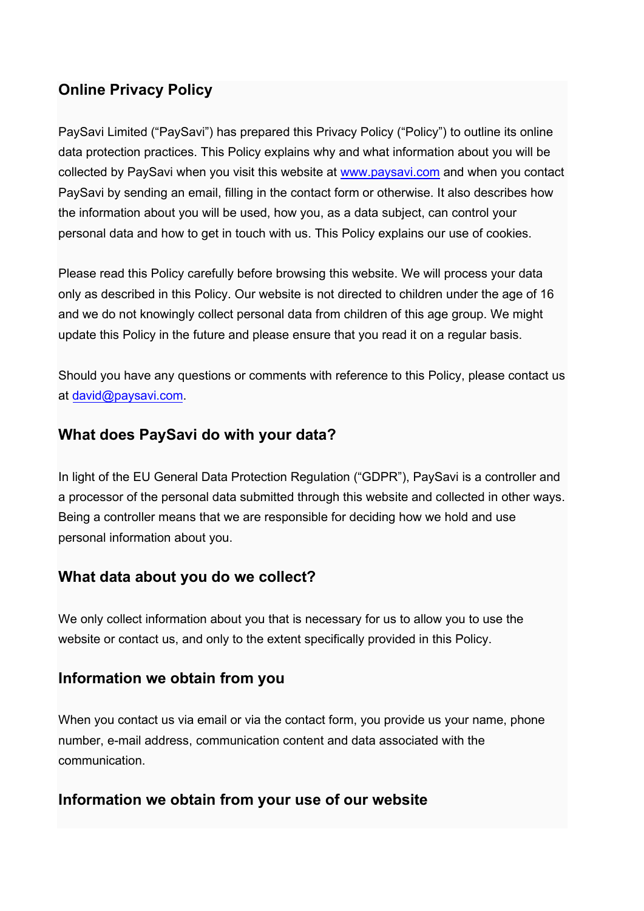## Online Privacy Policy

PaySavi Limited ("PaySavi") has prepared this Privacy Policy ("Policy") to outline its online data protection practices. This Policy explains why and what information about you will be collected by PaySavi when you visit this website at [www.paysavi.com](http://www.paysavi.com) and when you contact PaySavi by sending an email, filling in the contact form or otherwise. It also describes how the information about you will be used, how you, as a data subject, can control your personal data and how to get in touch with us. This Policy explains our use of cookies.

Please read this Policy carefully before browsing this website. We will process your data only as described in this Policy. Our website is not directed to children under the age of 16 and we do not knowingly collect personal data from children of this age group. We might update this Policy in the future and please ensure that you read it on a regular basis.

Should you have any questions or comments with reference to this Policy, please contact us at [david@paysavi.com](mailto:david@paysavi.com).

## What does PaySavi do with your data?

In light of the EU General Data Protection Regulation ("GDPR"), PaySavi is a controller and a processor of the personal data submitted through this website and collected in other ways. Being a controller means that we are responsible for deciding how we hold and use personal information about you.

## What data about you do we collect?

We only collect information about you that is necessary for us to allow you to use the website or contact us, and only to the extent specifically provided in this Policy.

## Information we obtain from you

When you contact us via email or via the contact form, you provide us your name, phone number, e-mail address, communication content and data associated with the communication.

## Information we obtain from your use of our website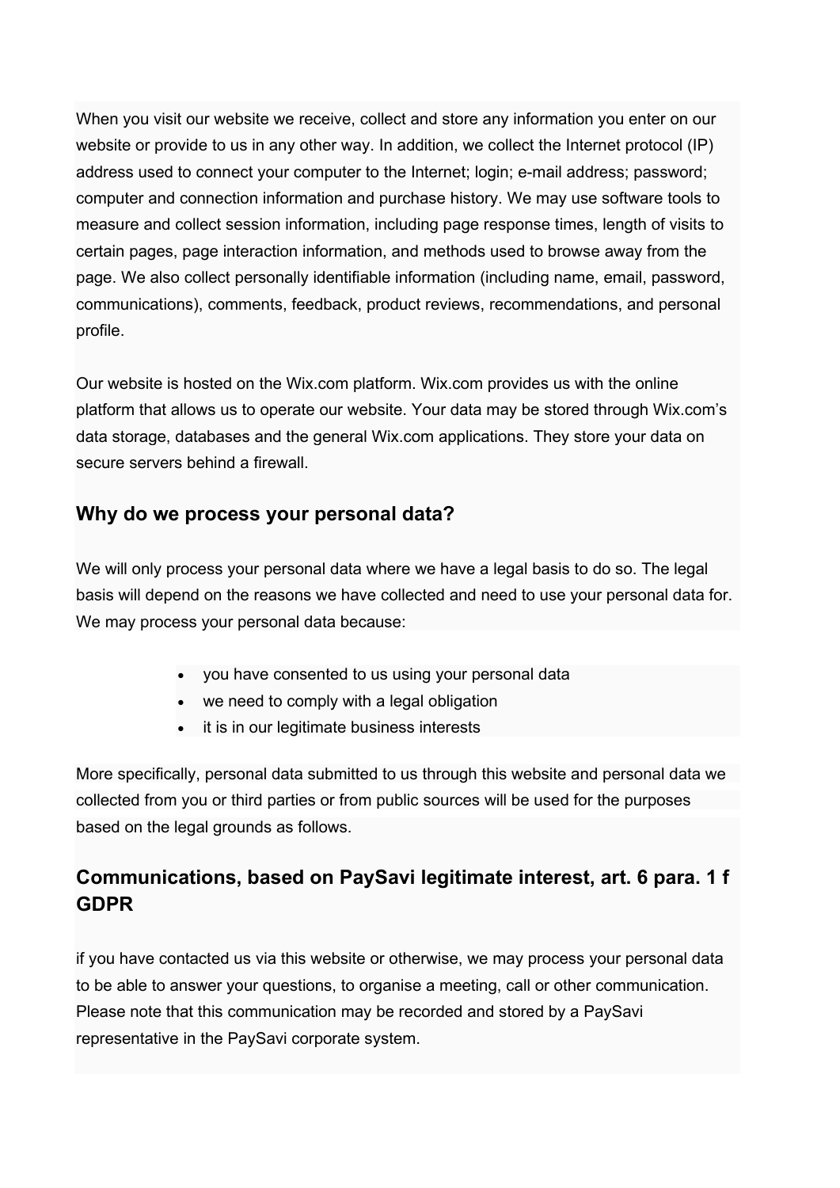When you visit our website we receive, collect and store any information you enter on our website or provide to us in any other way. In addition, we collect the Internet protocol (IP) address used to connect your computer to the Internet; login; e-mail address; password; computer and connection information and purchase history. We may use software tools to measure and collect session information, including page response times, length of visits to certain pages, page interaction information, and methods used to browse away from the page. We also collect personally identifiable information (including name, email, password, communications), comments, feedback, product reviews, recommendations, and personal profile.

Our website is hosted on the Wix.com platform. Wix.com provides us with the online platform that allows us to operate our website. Your data may be stored through Wix.com's data storage, databases and the general Wix.com applications. They store your data on secure servers behind a firewall.

## Why do we process your personal data?

We will only process your personal data where we have a legal basis to do so. The legal basis will depend on the reasons we have collected and need to use your personal data for. We may process your personal data because:

- you have consented to us using your personal data
- we need to comply with a legal obligation
- it is in our legitimate business interests

More specifically, personal data submitted to us through this website and personal data we collected from you or third parties or from public sources will be used for the purposes based on the legal grounds as follows.

## Communications, based on PaySavi legitimate interest, art. 6 para. 1 f GDPR

if you have contacted us via this website or otherwise, we may process your personal data to be able to answer your questions, to organise a meeting, call or other communication. Please note that this communication may be recorded and stored by a PaySavi representative in the PaySavi corporate system.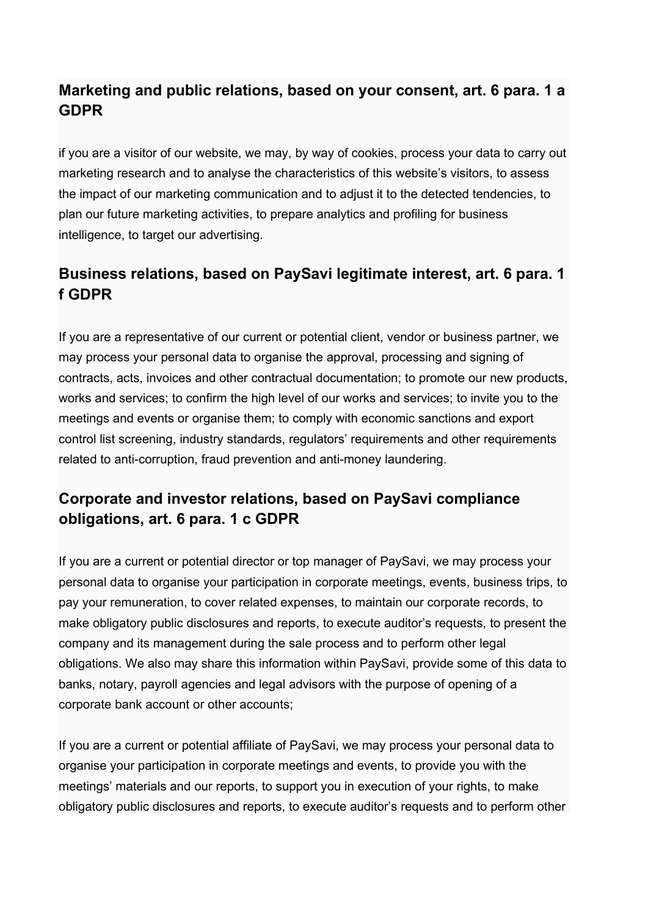## Marketing and public relations, based on your consent, art. 6 para. 1 a GDPR

if you are a visitor of our website, we may, by way of cookies, process your data to carry out marketing research and to analyse the characteristics of this website's visitors, to assess the impact of our marketing communication and to adjust it to the detected tendencies, to plan our future marketing activities, to prepare analytics and profiling for business intelligence, to target our advertising.

## Business relations, based on PaySavi legitimate interest, art. 6 para. 1 f GDPR

If you are a representative of our current or potential client, vendor or business partner, we may process your personal data to organise the approval, processing and signing of contracts, acts, invoices and other contractual documentation; to promote our new products, works and services; to confirm the high level of our works and services; to invite you to the meetings and events or organise them; to comply with economic sanctions and export control list screening, industry standards, regulators' requirements and other requirements related to anti-corruption, fraud prevention and anti-money laundering.

## Corporate and investor relations, based on PaySavi compliance obligations, art. 6 para. 1 c GDPR

If you are a current or potential director or top manager of PaySavi, we may process your personal data to organise your participation in corporate meetings, events, business trips, to pay your remuneration, to cover related expenses, to maintain our corporate records, to make obligatory public disclosures and reports, to execute auditor's requests, to present the company and its management during the sale process and to perform other legal obligations. We also may share this information within PaySavi, provide some of this data to banks, notary, payroll agencies and legal advisors with the purpose of opening of a corporate bank account or other accounts;

If you are a current or potential affiliate of PaySavi, we may process your personal data to organise your participation in corporate meetings and events, to provide you with the meetings' materials and our reports, to support you in execution of your rights, to make obligatory public disclosures and reports, to execute auditor's requests and to perform other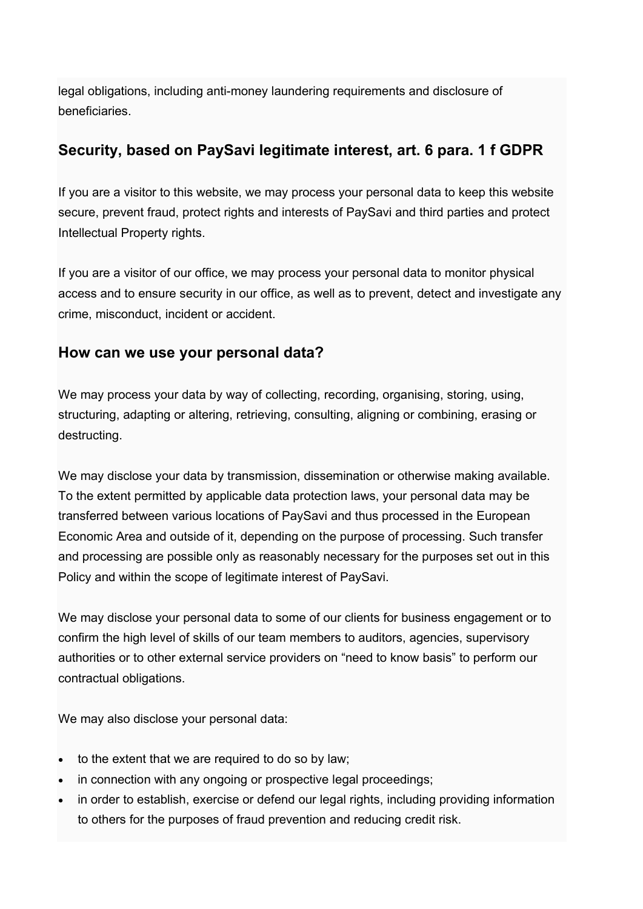legal obligations, including anti-money laundering requirements and disclosure of beneficiaries.

## Security, based on PaySavi legitimate interest, art. 6 para. 1 f GDPR

If you are a visitor to this website, we may process your personal data to keep this website secure, prevent fraud, protect rights and interests of PaySavi and third parties and protect Intellectual Property rights.

If you are a visitor of our office, we may process your personal data to monitor physical access and to ensure security in our office, as well as to prevent, detect and investigate any crime, misconduct, incident or accident.

## How can we use your personal data?

We may process your data by way of collecting, recording, organising, storing, using, structuring, adapting or altering, retrieving, consulting, aligning or combining, erasing or destructing.

We may disclose your data by transmission, dissemination or otherwise making available. To the extent permitted by applicable data protection laws, your personal data may be transferred between various locations of PaySavi and thus processed in the European Economic Area and outside of it, depending on the purpose of processing. Such transfer and processing are possible only as reasonably necessary for the purposes set out in this Policy and within the scope of legitimate interest of PaySavi.

We may disclose your personal data to some of our clients for business engagement or to confirm the high level of skills of our team members to auditors, agencies, supervisory authorities or to other external service providers on “need to know basis” to perform our contractual obligations.

We may also disclose your personal data:

- to the extent that we are required to do so by law;
- in connection with any ongoing or prospective legal proceedings;
- in order to establish, exercise or defend our legal rights, including providing information to others for the purposes of fraud prevention and reducing credit risk.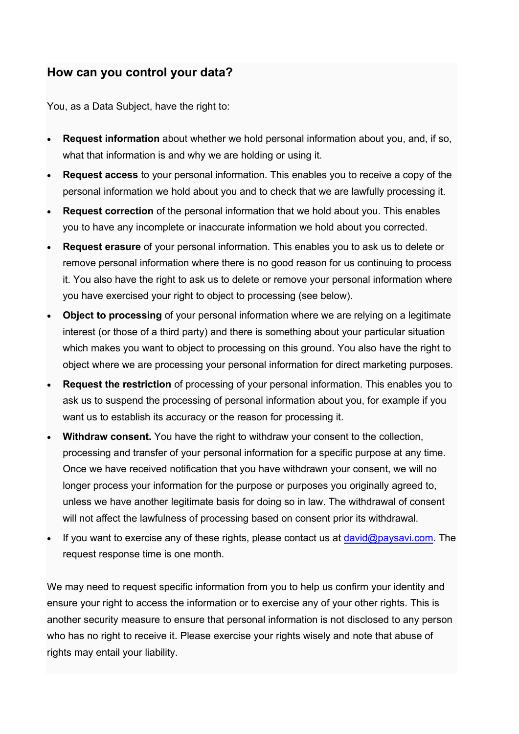## How can you control your data?

You, as a Data Subject, have the right to:

- **Request information** about whether we hold personal information about you, and, if so, what that information is and why we are holding or using it.
- **Request access** to your personal information. This enables you to receive a copy of the personal information we hold about you and to check that we are lawfully processing it.
- **Request correction** of the personal information that we hold about you. This enables you to have any incomplete or inaccurate information we hold about you corrected.
- **Request erasure** of your personal information. This enables you to ask us to delete or remove personal information where there is no good reason for us continuing to process it. You also have the right to ask us to delete or remove your personal information where you have exercised your right to object to processing (see below).
- **Object to processing** of your personal information where we are relying on a legitimate interest (or those of a third party) and there is something about your particular situation which makes you want to object to processing on this ground. You also have the right to object where we are processing your personal information for direct marketing purposes.
- **Request the restriction** of processing of your personal information. This enables you to ask us to suspend the processing of personal information about you, for example if you want us to establish its accuracy or the reason for processing it.
- **Withdraw consent.** You have the right to withdraw your consent to the collection, processing and transfer of your personal information for a specific purpose at any time. Once we have received notification that you have withdrawn your consent, we will no longer process your information for the purpose or purposes you originally agreed to, unless we have another legitimate basis for doing so in law. The withdrawal of consent will not affect the lawfulness of processing based on consent prior its withdrawal.
- If you want to exercise any of these rights, please contact us at [david@paysavi.com](mailto:david@paysavi.com). The request response time is one month.

We may need to request specific information from you to help us confirm your identity and ensure your right to access the information or to exercise any of your other rights. This is another security measure to ensure that personal information is not disclosed to any person who has no right to receive it. Please exercise your rights wisely and note that abuse of rights may entail your liability.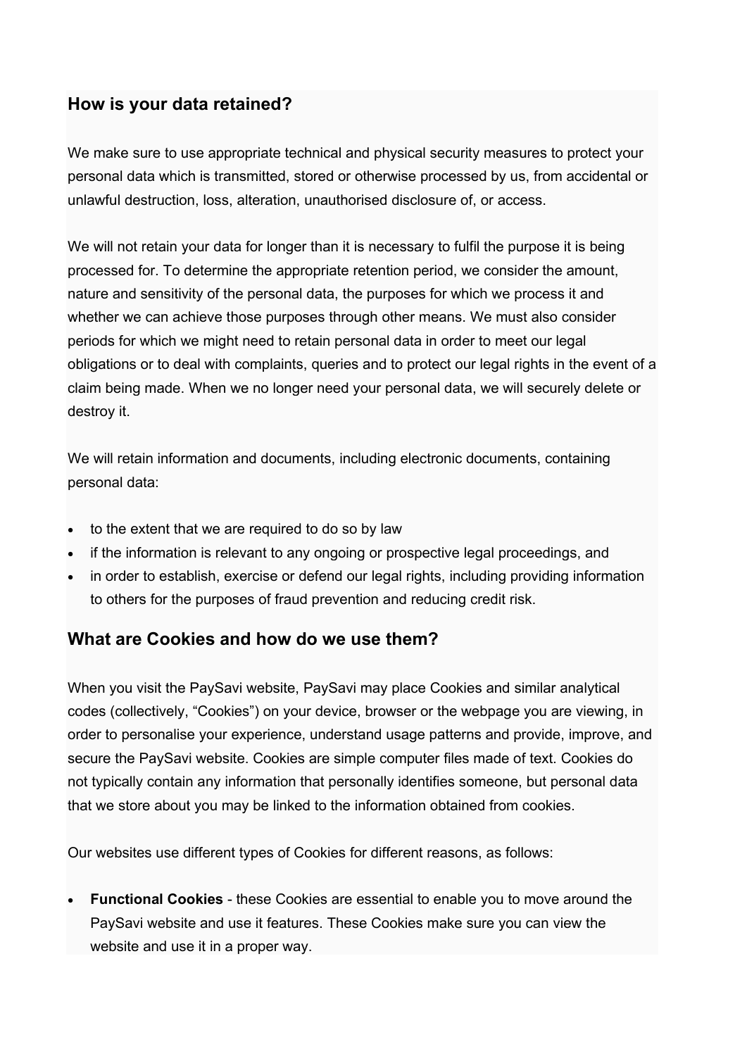## How is your data retained?

We make sure to use appropriate technical and physical security measures to protect your personal data which is transmitted, stored or otherwise processed by us, from accidental or unlawful destruction, loss, alteration, unauthorised disclosure of, or access.

We will not retain your data for longer than it is necessary to fulfil the purpose it is being processed for. To determine the appropriate retention period, we consider the amount, nature and sensitivity of the personal data, the purposes for which we process it and whether we can achieve those purposes through other means. We must also consider periods for which we might need to retain personal data in order to meet our legal obligations or to deal with complaints, queries and to protect our legal rights in the event of a claim being made. When we no longer need your personal data, we will securely delete or destroy it.

We will retain information and documents, including electronic documents, containing personal data:

- to the extent that we are required to do so by law
- if the information is relevant to any ongoing or prospective legal proceedings, and
- in order to establish, exercise or defend our legal rights, including providing information to others for the purposes of fraud prevention and reducing credit risk.

## What are Cookies and how do we use them?

When you visit the PaySavi website, PaySavi may place Cookies and similar analytical codes (collectively, "Cookies") on your device, browser or the webpage you are viewing, in order to personalise your experience, understand usage patterns and provide, improve, and secure the PaySavi website. Cookies are simple computer files made of text. Cookies do not typically contain any information that personally identifies someone, but personal data that we store about you may be linked to the information obtained from cookies.

Our websites use different types of Cookies for different reasons, as follows:

- **Functional Cookies** - these Cookies are essential to enable you to move around the PaySavi website and use it features. These Cookies make sure you can view the website and use it in a proper way.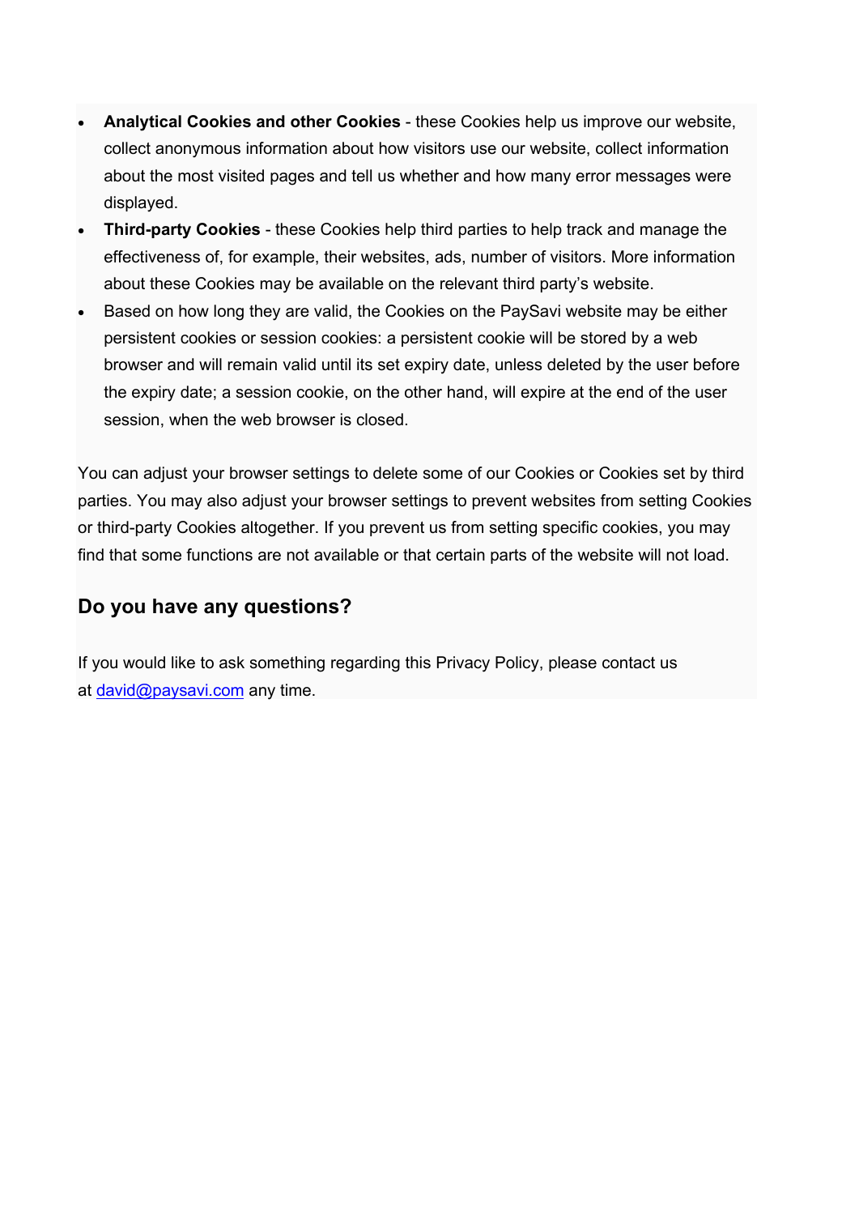- **Analytical Cookies and other Cookies** - these Cookies help us improve our website, collect anonymous information about how visitors use our website, collect information about the most visited pages and tell us whether and how many error messages were displayed.
- **Third-party Cookies** - these Cookies help third parties to help track and manage the effectiveness of, for example, their websites, ads, number of visitors. More information about these Cookies may be available on the relevant third party's website.
- Based on how long they are valid, the Cookies on the PaySavi website may be either persistent cookies or session cookies: a persistent cookie will be stored by a web browser and will remain valid until its set expiry date, unless deleted by the user before the expiry date; a session cookie, on the other hand, will expire at the end of the user session, when the web browser is closed.

You can adjust your browser settings to delete some of our Cookies or Cookies set by third parties. You may also adjust your browser settings to prevent websites from setting Cookies or third-party Cookies altogether. If you prevent us from setting specific cookies, you may find that some functions are not available or that certain parts of the website will not load.

## Do you have any questions?

If you would like to ask something regarding this Privacy Policy, please contact us at [david@paysavi.com](mailto:david@paysavi.com) any time.